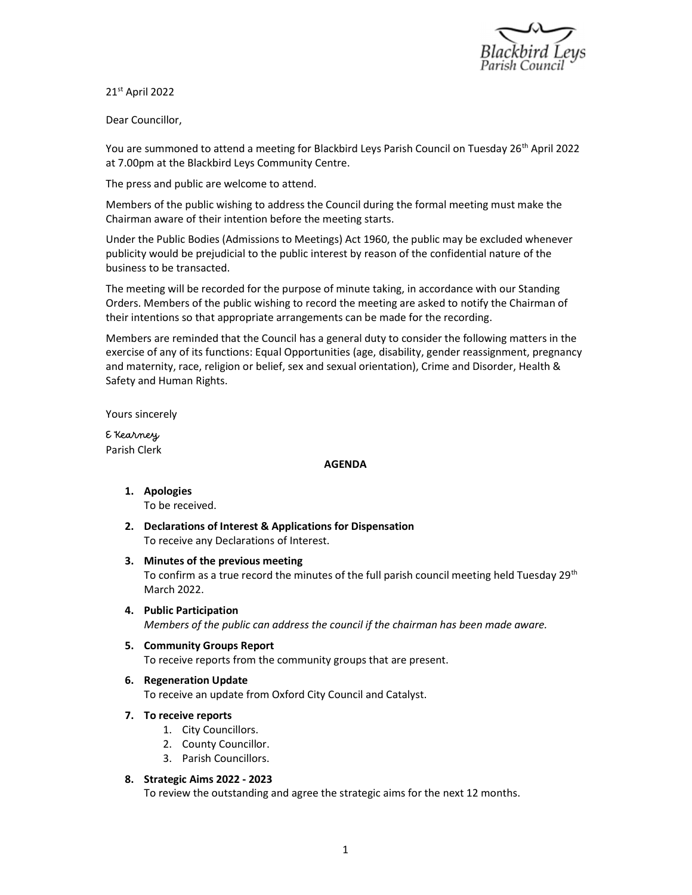Blackbird Leys
Parish Council

21st April 2022

Dear Councillor,

You are summoned to attend a meeting for Blackbird Leys Parish Council on Tuesday 26th April 2022 at 7.00pm at the Blackbird Leys Community Centre.

The press and public are welcome to attend.

Members of the public wishing to address the Council during the formal meeting must make the Chairman aware of their intention before the meeting starts.

Under the Public Bodies (Admissions to Meetings) Act 1960, the public may be excluded whenever publicity would be prejudicial to the public interest by reason of the confidential nature of the business to be transacted.

The meeting will be recorded for the purpose of minute taking, in accordance with our Standing Orders. Members of the public wishing to record the meeting are asked to notify the Chairman of their intentions so that appropriate arrangements can be made for the recording.

Members are reminded that the Council has a general duty to consider the following matters in the exercise of any of its functions: Equal Opportunities (age, disability, gender reassignment, pregnancy and maternity, race, religion or belief, sex and sexual orientation), Crime and Disorder, Health & Safety and Human Rights.

Yours sincerely

E Kearney
Parish Clerk

## AGENDA

1. **Apologies**
   To be received.

2. **Declarations of Interest & Applications for Dispensation**
   To receive any Declarations of Interest.

3. **Minutes of the previous meeting**
   To confirm as a true record the minutes of the full parish council meeting held Tuesday 29th March 2022.

4. **Public Participation**
   *Members of the public can address the council if the chairman has been made aware.*

5. **Community Groups Report**
   To receive reports from the community groups that are present.

6. **Regeneration Update**
   To receive an update from Oxford City Council and Catalyst.

7. **To receive reports**
   1. City Councillors.
   2. County Councillor.
   3. Parish Councillors.

8. **Strategic Aims 2022 - 2023**
   To review the outstanding and agree the strategic aims for the next 12 months.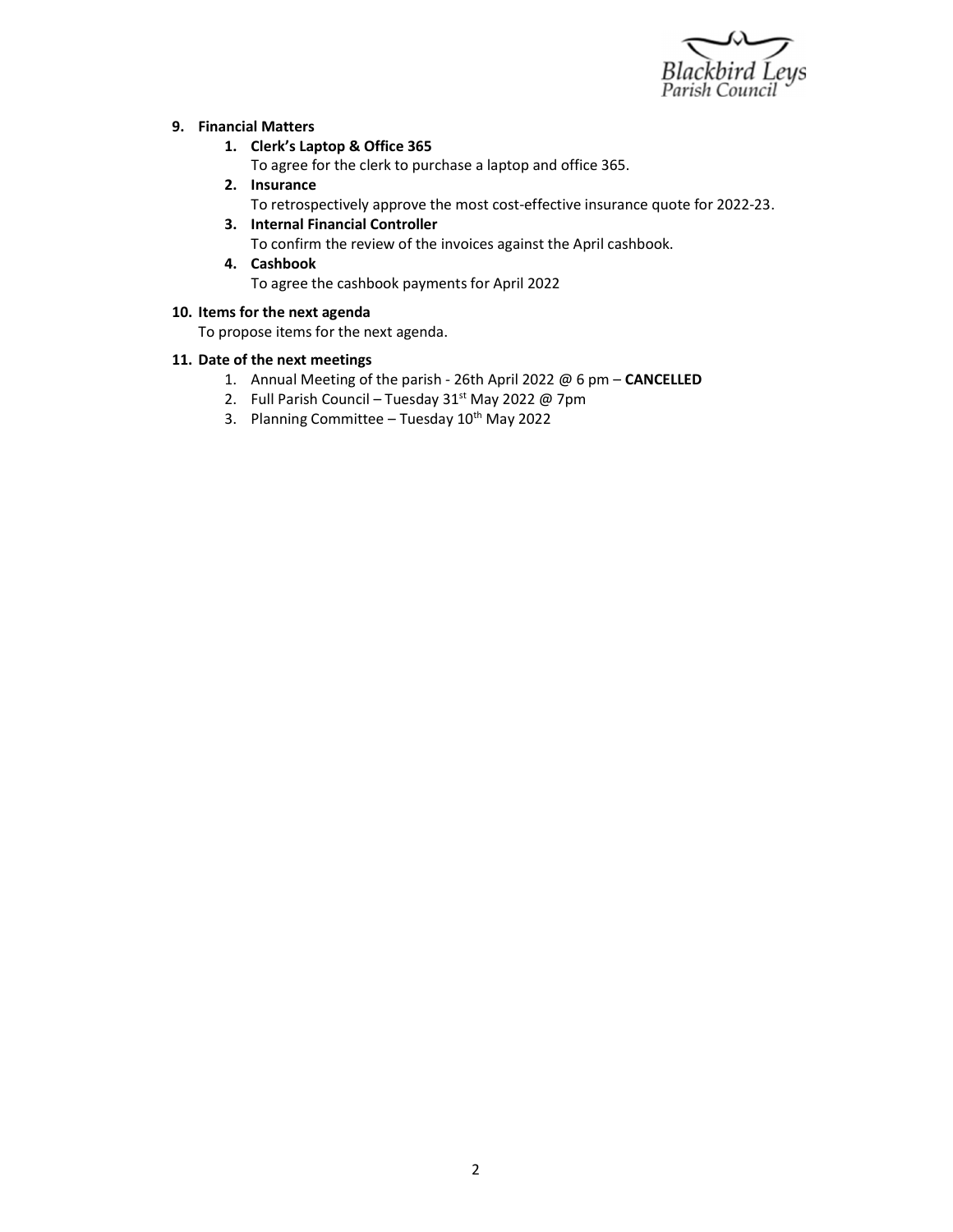9. **Financial Matters**
    1. **Clerk's Laptop & Office 365**
       To agree for the clerk to purchase a laptop and office 365.
    2. **Insurance**
       To retrospectively approve the most cost-effective insurance quote for 2022-23.
    3. **Internal Financial Controller**
       To confirm the review of the invoices against the April cashbook.
    4. **Cashbook**
       To agree the cashbook payments for April 2022

10. **Items for the next agenda**
    To propose items for the next agenda.

11. **Date of the next meetings**
    1. Annual Meeting of the parish - 26th April 2022 @ 6 pm – **CANCELLED**
    2. Full Parish Council – Tuesday 31st May 2022 @ 7pm
    3. Planning Committee – Tuesday 10th May 2022